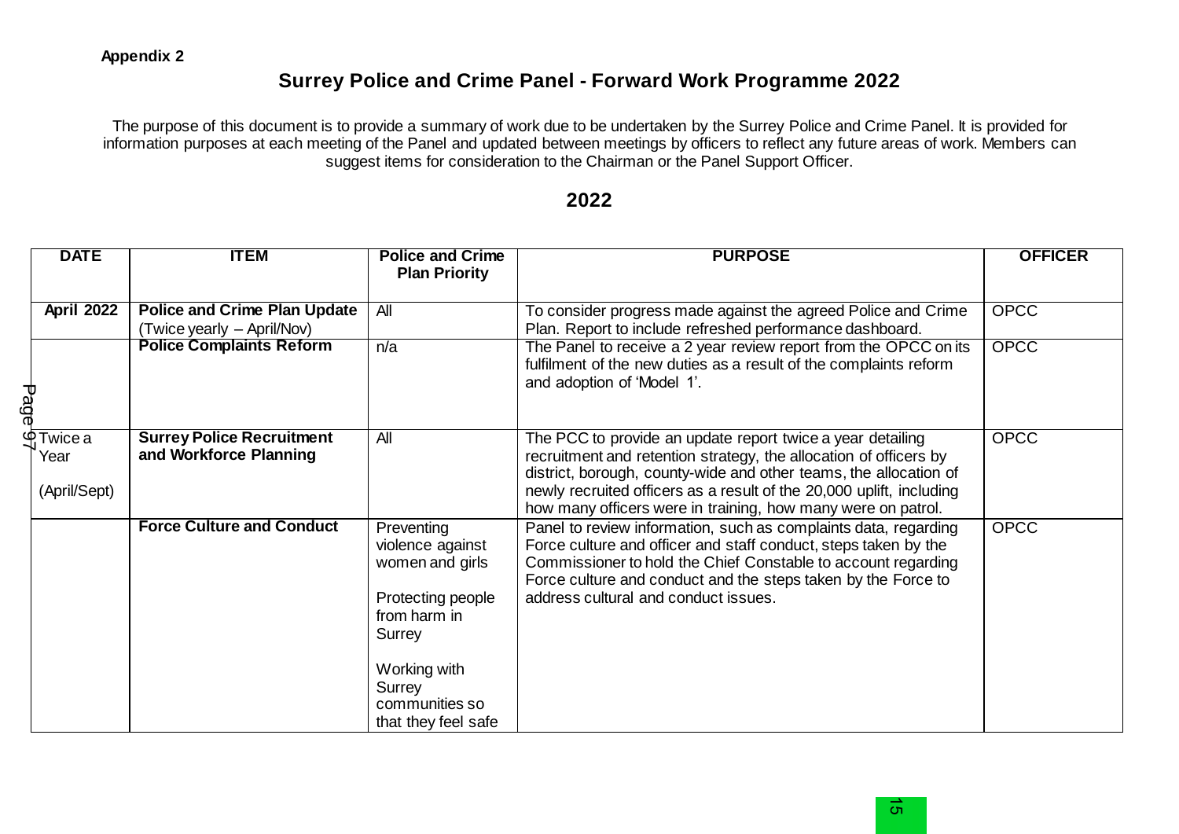**Appendix 2**

# Surrey Police and Crime Panel - Forward Work Programme 2022

The purpose of this document is to provide a summary of work due to be undertaken by the Surrey Police and Crime Panel. It is provided for information purposes at each meeting of the Panel and updated between meetings by officers to reflect any future areas of work. Members can suggest items for consideration to the Chairman or the Panel Support Officer.

## 2022

| DATE | ITEM | Police and Crime Plan Priority | PURPOSE | OFFICER |
|---|---|---|---|---|
| **April 2022** | **Police and Crime Plan Update** (Twice yearly – April/Nov) | All | To consider progress made against the agreed Police and Crime Plan. Report to include refreshed performance dashboard. | OPCC |
| | **Police Complaints Reform** | n/a | The Panel to receive a 2 year review report from the OPCC on its fulfilment of the new duties as a result of the complaints reform and adoption of 'Model 1'. | OPCC |
| Twice a Year (April/Sept) | **Surrey Police Recruitment and Workforce Planning** | All | The PCC to provide an update report twice a year detailing recruitment and retention strategy, the allocation of officers by district, borough, county-wide and other teams, the allocation of newly recruited officers as a result of the 20,000 uplift, including how many officers were in training, how many were on patrol. | OPCC |
| | **Force Culture and Conduct** | Preventing violence against women and girls<br><br>Protecting people from harm in Surrey<br><br>Working with Surrey communities so that they feel safe | Panel to review information, such as complaints data, regarding Force culture and officer and staff conduct, steps taken by the Commissioner to hold the Chief Constable to account regarding Force culture and conduct and the steps taken by the Force to address cultural and conduct issues. | OPCC |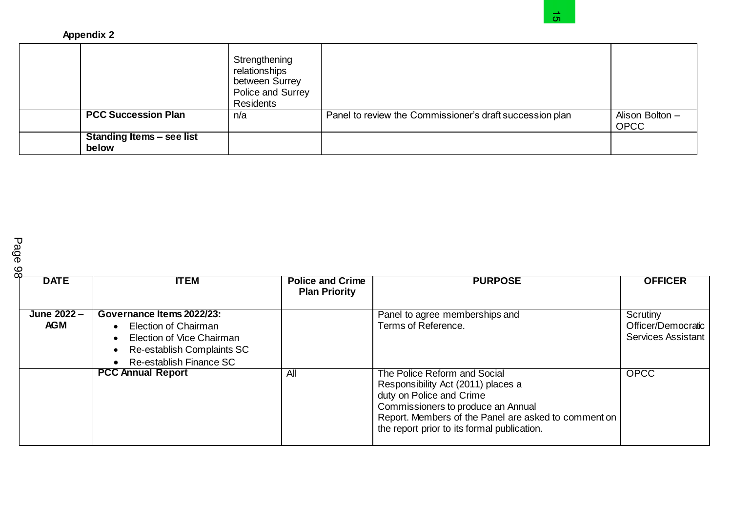**Appendix 2**

| | | | | |
|---|---|---|---|---|
| | | Strengthening relationships between Surrey Police and Surrey Residents | | |
| | **PCC Succession Plan** | n/a | Panel to review the Commissioner's draft succession plan | Alison Bolton – OPCC |
| | **Standing Items – see list below** | | | |

| DATE | ITEM | Police and Crime Plan Priority | PURPOSE | OFFICER |
|---|---|---|---|---|
| **June 2022 – AGM** | **Governance Items 2022/23:**<br>• Election of Chairman<br>• Election of Vice Chairman<br>• Re-establish Complaints SC<br>• Re-establish Finance SC | | Panel to agree memberships and Terms of Reference. | Scrutiny Officer/Democratic Services Assistant |
| | **PCC Annual Report** | All | The Police Reform and Social Responsibility Act (2011) places a duty on Police and Crime Commissioners to produce an Annual Report. Members of the Panel are asked to comment on the report prior to its formal publication. | OPCC |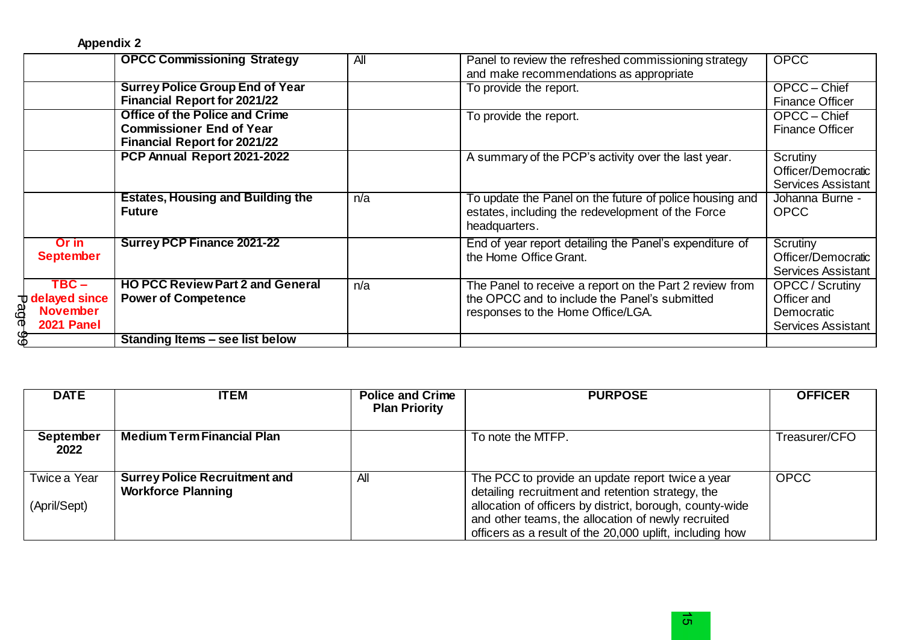**Appendix 2**

| | | | | |
|---|---|---|---|---|
| | **OPCC Commissioning Strategy** | All | Panel to review the refreshed commissioning strategy and make recommendations as appropriate | OPCC |
| | **Surrey Police Group End of Year Financial Report for 2021/22** | | To provide the report. | OPCC – Chief Finance Officer |
| | **Office of the Police and Crime Commissioner End of Year Financial Report for 2021/22** | | To provide the report. | OPCC – Chief Finance Officer |
| | **PCP Annual Report 2021-2022** | | A summary of the PCP's activity over the last year. | Scrutiny Officer/Democratic Services Assistant |
| | **Estates, Housing and Building the Future** | n/a | To update the Panel on the future of police housing and estates, including the redevelopment of the Force headquarters. | Johanna Burne - OPCC |
| **Or in September** | **Surrey PCP Finance 2021-22** | | End of year report detailing the Panel's expenditure of the Home Office Grant. | Scrutiny Officer/Democratic Services Assistant |
| **TBC – delayed since November 2021 Panel** | **HO PCC Review Part 2 and General Power of Competence** | n/a | The Panel to receive a report on the Part 2 review from the OPCC and to include the Panel's submitted responses to the Home Office/LGA. | OPCC / Scrutiny Officer and Democratic Services Assistant |
| | **Standing Items – see list below** | | | |

| DATE | ITEM | Police and Crime Plan Priority | PURPOSE | OFFICER |
|---|---|---|---|---|
| **September 2022** | **Medium Term Financial Plan** | | To note the MTFP. | Treasurer/CFO |
| Twice a Year (April/Sept) | **Surrey Police Recruitment and Workforce Planning** | All | The PCC to provide an update report twice a year detailing recruitment and retention strategy, the allocation of officers by district, borough, county-wide and other teams, the allocation of newly recruited officers as a result of the 20,000 uplift, including how | OPCC |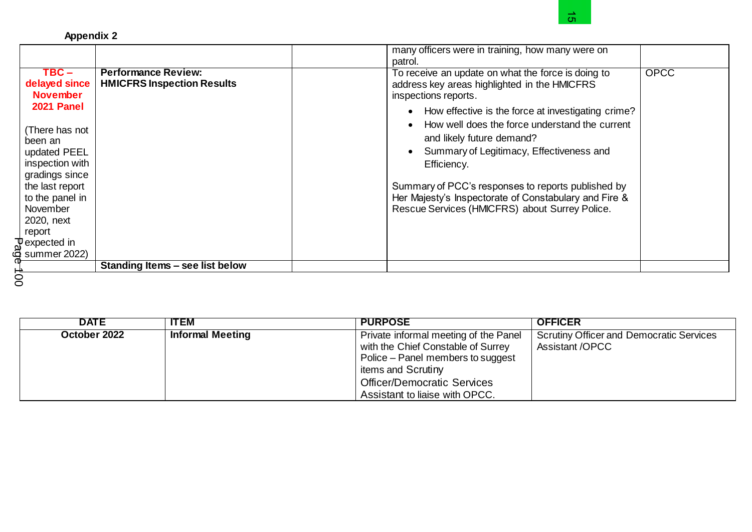**Appendix 2**

| | | | | |
|---|---|---|---|---|
| | | | many officers were in training, how many were on patrol. | |
| **TBC – delayed since November 2021 Panel** (There has not been an updated PEEL inspection with gradings since the last report to the panel in November 2020, next report expected in summer 2022) | **Performance Review: HMICFRS Inspection Results** | | To receive an update on what the force is doing to address key areas highlighted in the HMICFRS inspections reports. <br>• How effective is the force at investigating crime? <br>• How well does the force understand the current and likely future demand? <br>• Summary of Legitimacy, Effectiveness and Efficiency. <br><br>Summary of PCC's responses to reports published by Her Majesty's Inspectorate of Constabulary and Fire & Rescue Services (HMICFRS) about Surrey Police. | OPCC |
| | **Standing Items – see list below** | | | |

| DATE | ITEM | PURPOSE | OFFICER |
|---|---|---|---|
| **October 2022** | **Informal Meeting** | Private informal meeting of the Panel with the Chief Constable of Surrey Police – Panel members to suggest items and Scrutiny Officer/Democratic Services Assistant to liaise with OPCC. | Scrutiny Officer and Democratic Services Assistant /OPCC |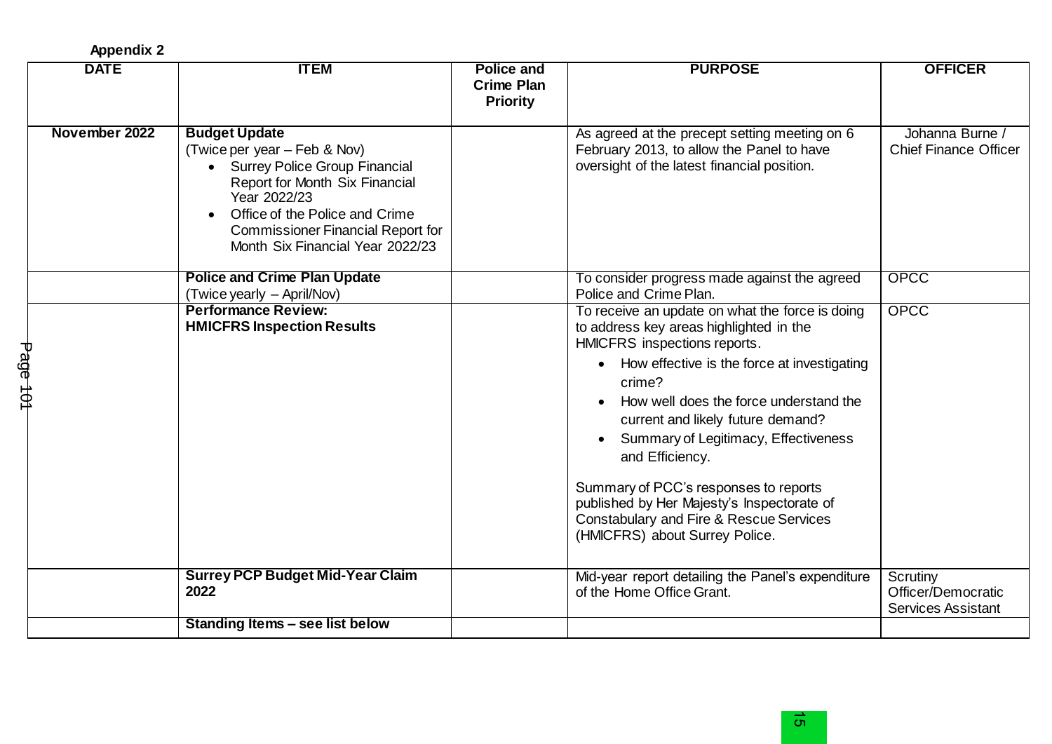**Appendix 2**

| DATE | ITEM | Police and Crime Plan Priority | PURPOSE | OFFICER |
|---|---|---|---|---|
| **November 2022** | **Budget Update**<br>(Twice per year – Feb & Nov)<br>• Surrey Police Group Financial Report for Month Six Financial Year 2022/23<br>• Office of the Police and Crime Commissioner Financial Report for Month Six Financial Year 2022/23 | | As agreed at the precept setting meeting on 6 February 2013, to allow the Panel to have oversight of the latest financial position. | Johanna Burne / Chief Finance Officer |
| | **Police and Crime Plan Update**<br>(Twice yearly – April/Nov) | | To consider progress made against the agreed Police and Crime Plan. | OPCC |
| | **Performance Review: HMICFRS Inspection Results** | | To receive an update on what the force is doing to address key areas highlighted in the HMICFRS inspections reports.<br>• How effective is the force at investigating crime?<br>• How well does the force understand the current and likely future demand?<br>• Summary of Legitimacy, Effectiveness and Efficiency.<br><br>Summary of PCC's responses to reports published by Her Majesty's Inspectorate of Constabulary and Fire & Rescue Services (HMICFRS) about Surrey Police. | OPCC |
| | **Surrey PCP Budget Mid-Year Claim 2022** | | Mid-year report detailing the Panel's expenditure of the Home Office Grant. | Scrutiny Officer/Democratic Services Assistant |
| | **Standing Items – see list below** | | | |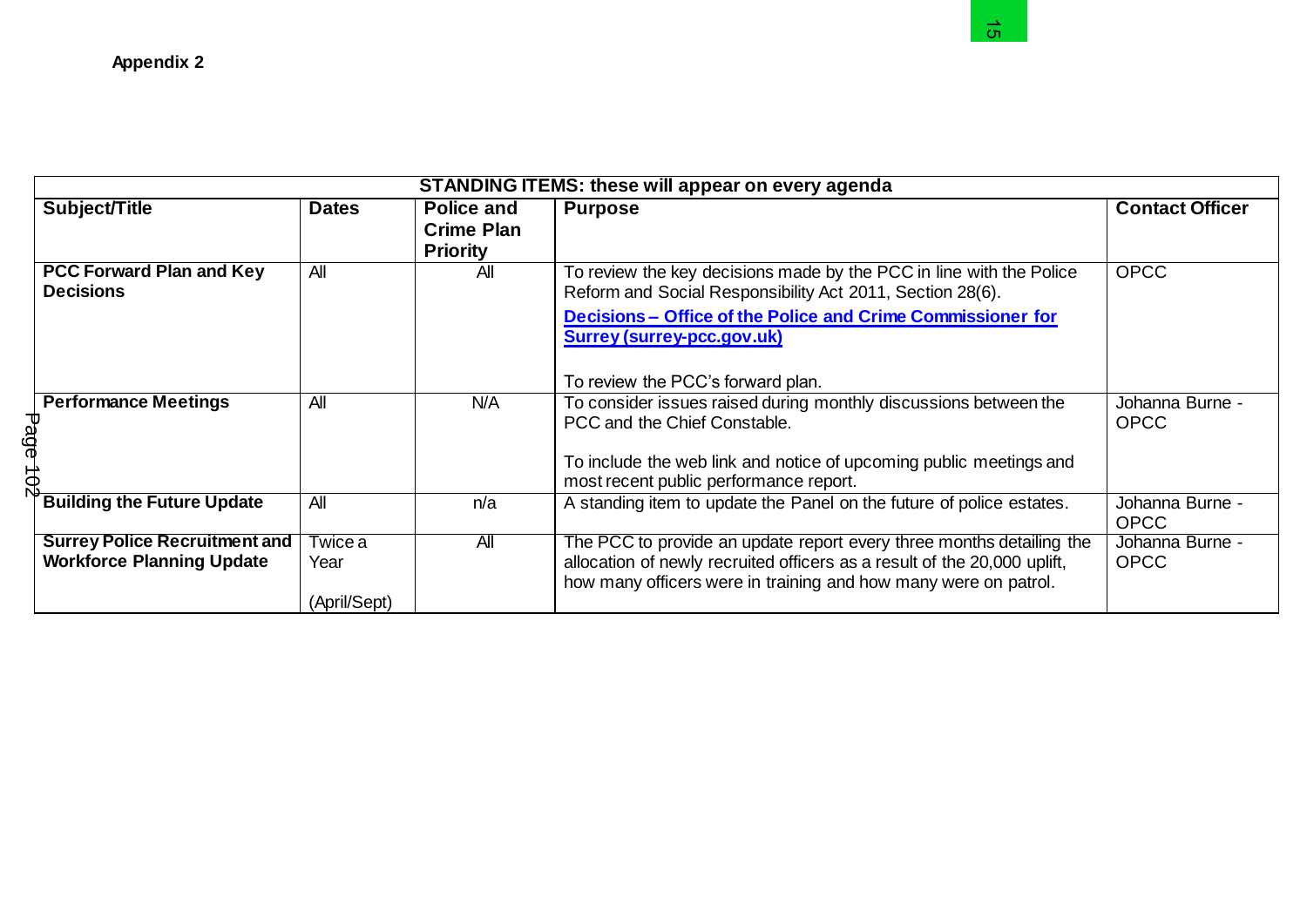**Appendix 2**

| STANDING ITEMS: these will appear on every agenda | | | | |
|---|---|---|---|---|
| **Subject/Title** | **Dates** | **Police and Crime Plan Priority** | **Purpose** | **Contact Officer** |
| **PCC Forward Plan and Key Decisions** | All | All | To review the key decisions made by the PCC in line with the Police Reform and Social Responsibility Act 2011, Section 28(6).<br>**[Decisions – Office of the Police and Crime Commissioner for Surrey (surrey-pcc.gov.uk)]()**<br><br>To review the PCC's forward plan. | OPCC |
| **Performance Meetings** | All | N/A | To consider issues raised during monthly discussions between the PCC and the Chief Constable.<br><br>To include the web link and notice of upcoming public meetings and most recent public performance report. | Johanna Burne - OPCC |
| **Building the Future Update** | All | n/a | A standing item to update the Panel on the future of police estates. | Johanna Burne - OPCC |
| **Surrey Police Recruitment and Workforce Planning Update** | Twice a Year<br><br>(April/Sept) | All | The PCC to provide an update report every three months detailing the allocation of newly recruited officers as a result of the 20,000 uplift, how many officers were in training and how many were on patrol. | Johanna Burne - OPCC |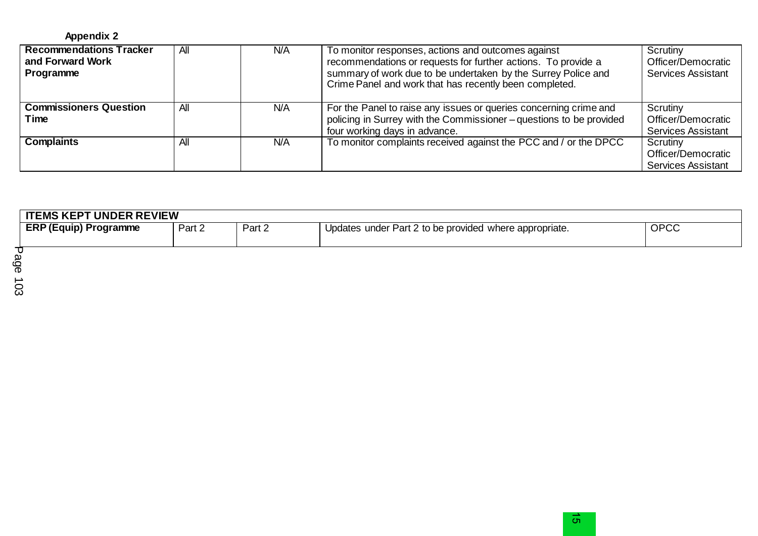**Appendix 2**

| | | | | |
|---|---|---|---|---|
| **Recommendations Tracker and Forward Work Programme** | All | N/A | To monitor responses, actions and outcomes against recommendations or requests for further actions. To provide a summary of work due to be undertaken by the Surrey Police and Crime Panel and work that has recently been completed. | Scrutiny Officer/Democratic Services Assistant |
| **Commissioners Question Time** | All | N/A | For the Panel to raise any issues or queries concerning crime and policing in Surrey with the Commissioner – questions to be provided four working days in advance. | Scrutiny Officer/Democratic Services Assistant |
| **Complaints** | All | N/A | To monitor complaints received against the PCC and / or the DPCC | Scrutiny Officer/Democratic Services Assistant |

| **ITEMS KEPT UNDER REVIEW** | | | | |
|---|---|---|---|---|
| **ERP (Equip) Programme** | Part 2 | Part 2 | Updates under Part 2 to be provided where appropriate. | OPCC |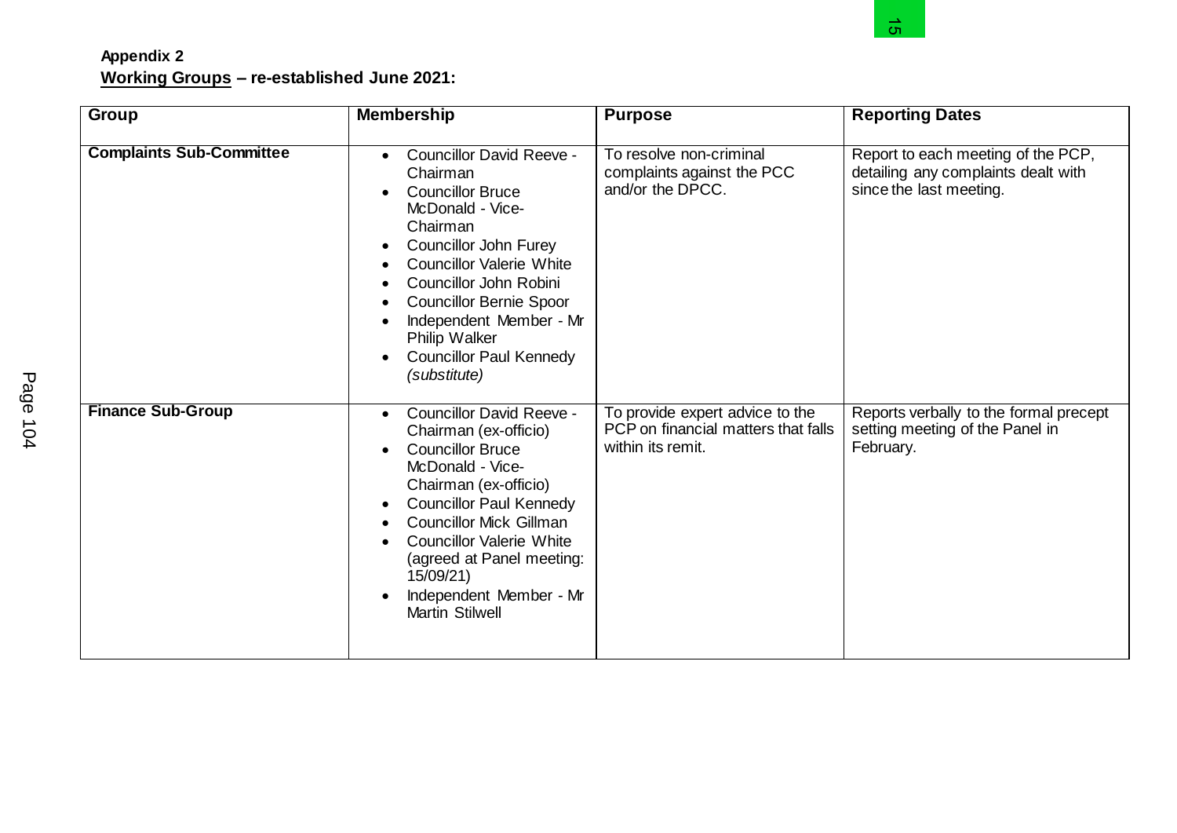**Appendix 2**

**Working Groups – re-established June 2021:**

| Group | Membership | Purpose | Reporting Dates |
|---|---|---|---|
| **Complaints Sub-Committee** | • Councillor David Reeve - Chairman<br>• Councillor Bruce McDonald - Vice-Chairman<br>• Councillor John Furey<br>• Councillor Valerie White<br>• Councillor John Robini<br>• Councillor Bernie Spoor<br>• Independent Member - Mr Philip Walker<br>• Councillor Paul Kennedy *(substitute)* | To resolve non-criminal complaints against the PCC and/or the DPCC. | Report to each meeting of the PCP, detailing any complaints dealt with since the last meeting. |
| **Finance Sub-Group** | • Councillor David Reeve - Chairman (ex-officio)<br>• Councillor Bruce McDonald - Vice-Chairman (ex-officio)<br>• Councillor Paul Kennedy<br>• Councillor Mick Gillman<br>• Councillor Valerie White (agreed at Panel meeting: 15/09/21)<br>• Independent Member - Mr Martin Stilwell | To provide expert advice to the PCP on financial matters that falls within its remit. | Reports verbally to the formal precept setting meeting of the Panel in February. |